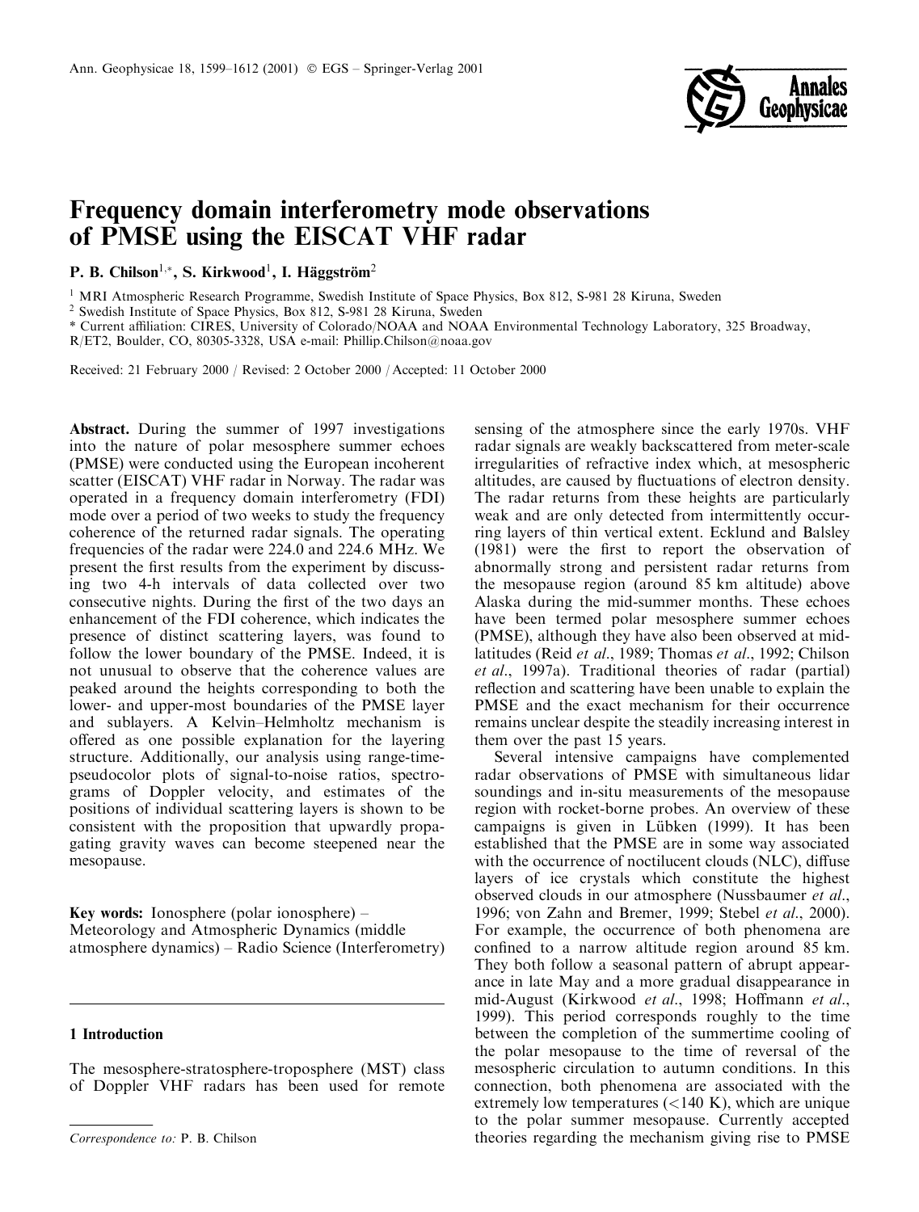# Frequency domain interferometry mode observations of PMSE using the EISCAT VHF radar

**P. B. Chilson[1,*], S. Kirkwood[1], I. Häggström[2]**

[1] MRI Atmospheric Research Programme, Swedish Institute of Space Physics, Box 812, S-981 28 Kiruna, Sweden

[2] Swedish Institute of Space Physics, Box 812, S-981 28 Kiruna, Sweden

[*] Current affiliation: CIRES, University of Colorado/NOAA and NOAA Environmental Technology Laboratory, 325 Broadway, R/ET2, Boulder, CO, 80305-3328, USA e-mail: Phillip.Chilson@noaa.gov

Received: 21 February 2000 / Revised: 2 October 2000 / Accepted: 11 October 2000

**Abstract.** During the summer of 1997 investigations into the nature of polar mesosphere summer echoes (PMSE) were conducted using the European incoherent scatter (EISCAT) VHF radar in Norway. The radar was operated in a frequency domain interferometry (FDI) mode over a period of two weeks to study the frequency coherence of the returned radar signals. The operating frequencies of the radar were 224.0 and 224.6 MHz. We present the first results from the experiment by discussing two 4-h intervals of data collected over two consecutive nights. During the first of the two days an enhancement of the FDI coherence, which indicates the presence of distinct scattering layers, was found to follow the lower boundary of the PMSE. Indeed, it is not unusual to observe that the coherence values are peaked around the heights corresponding to both the lower- and upper-most boundaries of the PMSE layer and sublayers. A Kelvin–Helmholtz mechanism is offered as one possible explanation for the layering structure. Additionally, our analysis using range-time-pseudocolor plots of signal-to-noise ratios, spectrograms of Doppler velocity, and estimates of the positions of individual scattering layers is shown to be consistent with the proposition that upwardly propagating gravity waves can become steepened near the mesopause.

**Key words:** Ionosphere (polar ionosphere) – Meteorology and Atmospheric Dynamics (middle atmosphere dynamics) – Radio Science (Interferometry)

## 1 Introduction

The mesosphere-stratosphere-troposphere (MST) class of Doppler VHF radars has been used for remote sensing of the atmosphere since the early 1970s. VHF radar signals are weakly backscattered from meter-scale irregularities of refractive index which, at mesospheric altitudes, are caused by fluctuations of electron density. The radar returns from these heights are particularly weak and are only detected from intermittently occurring layers of thin vertical extent. Ecklund and Balsley (1981) were the first to report the observation of abnormally strong and persistent radar returns from the mesopause region (around 85 km altitude) above Alaska during the mid-summer months. These echoes have been termed polar mesosphere summer echoes (PMSE), although they have also been observed at mid-latitudes (Reid *et al.*, 1989; Thomas *et al.*, 1992; Chilson *et al.*, 1997a). Traditional theories of radar (partial) reflection and scattering have been unable to explain the PMSE and the exact mechanism for their occurrence remains unclear despite the steadily increasing interest in them over the past 15 years.

Several intensive campaigns have complemented radar observations of PMSE with simultaneous lidar soundings and in-situ measurements of the mesopause region with rocket-borne probes. An overview of these campaigns is given in Lübken (1999). It has been established that the PMSE are in some way associated with the occurrence of noctilucent clouds (NLC), diffuse layers of ice crystals which constitute the highest observed clouds in our atmosphere (Nussbaumer *et al.*, 1996; von Zahn and Bremer, 1999; Stebel *et al.*, 2000). For example, the occurrence of both phenomena are confined to a narrow altitude region around 85 km. They both follow a seasonal pattern of abrupt appearance in late May and a more gradual disappearance in mid-August (Kirkwood *et al.*, 1998; Hoffmann *et al.*, 1999). This period corresponds roughly to the time between the completion of the summertime cooling of the polar mesopause to the time of reversal of the mesospheric circulation to autumn conditions. In this connection, both phenomena are associated with the extremely low temperatures (<140 K), which are unique to the polar summer mesopause. Currently accepted theories regarding the mechanism giving rise to PMSE

*Correspondence to:* P. B. Chilson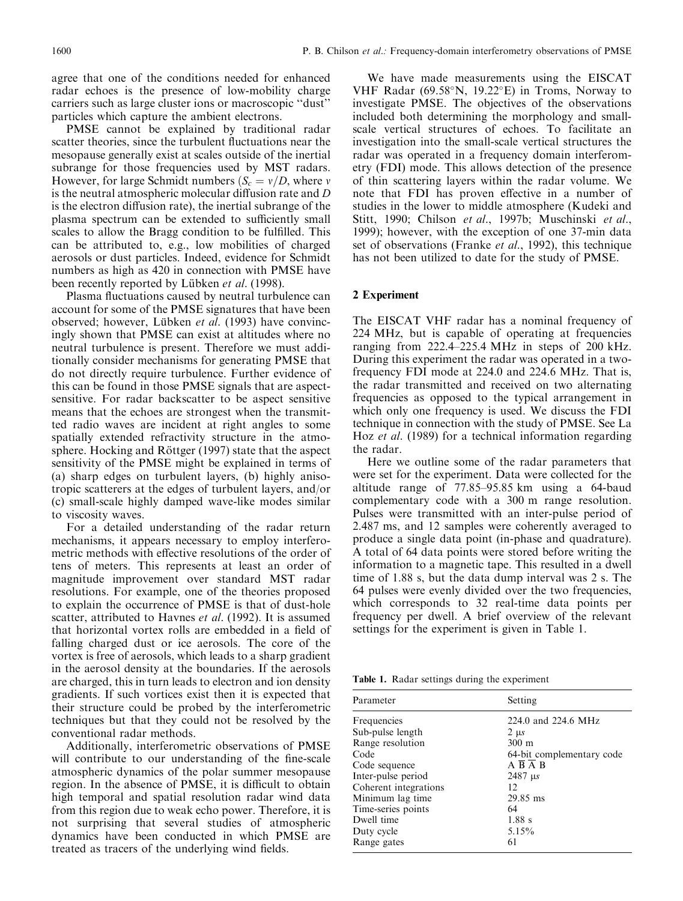agree that one of the conditions needed for enhanced radar echoes is the presence of low-mobility charge carriers such as large cluster ions or macroscopic "dust" particles which capture the ambient electrons.

PMSE cannot be explained by traditional radar scatter theories, since the turbulent fluctuations near the mesopause generally exist at scales outside of the inertial subrange for those frequencies used by MST radars. However, for large Schmidt numbers ($S_c = \nu/D$, where $\nu$ is the neutral atmospheric molecular diffusion rate and $D$ is the electron diffusion rate), the inertial subrange of the plasma spectrum can be extended to sufficiently small scales to allow the Bragg condition to be fulfilled. This can be attributed to, e.g., low mobilities of charged aerosols or dust particles. Indeed, evidence for Schmidt numbers as high as 420 in connection with PMSE have been recently reported by Lübken *et al*. (1998).

Plasma fluctuations caused by neutral turbulence can account for some of the PMSE signatures that have been observed; however, Lübken *et al*. (1993) have convincingly shown that PMSE can exist at altitudes where no neutral turbulence is present. Therefore we must additionally consider mechanisms for generating PMSE that do not directly require turbulence. Further evidence of this can be found in those PMSE signals that are aspect-sensitive. For radar backscatter to be aspect sensitive means that the echoes are strongest when the transmitted radio waves are incident at right angles to some spatially extended refractivity structure in the atmosphere. Hocking and Röttger (1997) state that the aspect sensitivity of the PMSE might be explained in terms of (a) sharp edges on turbulent layers, (b) highly anisotropic scatterers at the edges of turbulent layers, and/or (c) small-scale highly damped wave-like modes similar to viscosity waves.

For a detailed understanding of the radar return mechanisms, it appears necessary to employ interferometric methods with effective resolutions of the order of tens of meters. This represents at least an order of magnitude improvement over standard MST radar resolutions. For example, one of the theories proposed to explain the occurrence of PMSE is that of dust-hole scatter, attributed to Havnes *et al*. (1992). It is assumed that horizontal vortex rolls are embedded in a field of falling charged dust or ice aerosols. The core of the vortex is free of aerosols, which leads to a sharp gradient in the aerosol density at the boundaries. If the aerosols are charged, this in turn leads to electron and ion density gradients. If such vortices exist then it is expected that their structure could be probed by the interferometric techniques but that they could not be resolved by the conventional radar methods.

Additionally, interferometric observations of PMSE will contribute to our understanding of the fine-scale atmospheric dynamics of the polar summer mesopause region. In the absence of PMSE, it is difficult to obtain high temporal and spatial resolution radar wind data from this region due to weak echo power. Therefore, it is not surprising that several studies of atmospheric dynamics have been conducted in which PMSE are treated as tracers of the underlying wind fields.

We have made measurements using the EISCAT VHF Radar (69.58°N, 19.22°E) in Troms, Norway to investigate PMSE. The objectives of the observations included both determining the morphology and small-scale vertical structures of echoes. To facilitate an investigation into the small-scale vertical structures the radar was operated in a frequency domain interferometry (FDI) mode. This allows detection of the presence of thin scattering layers within the radar volume. We note that FDI has proven effective in a number of studies in the lower to middle atmosphere (Kudeki and Stitt, 1990; Chilson *et al*., 1997b; Muschinski *et al*., 1999); however, with the exception of one 37-min data set of observations (Franke *et al*., 1992), this technique has not been utilized to date for the study of PMSE.

## 2 Experiment

The EISCAT VHF radar has a nominal frequency of 224 MHz, but is capable of operating at frequencies ranging from 222.4–225.4 MHz in steps of 200 kHz. During this experiment the radar was operated in a two-frequency FDI mode at 224.0 and 224.6 MHz. That is, the radar transmitted and received on two alternating frequencies as opposed to the typical arrangement in which only one frequency is used. We discuss the FDI technique in connection with the study of PMSE. See La Hoz *et al*. (1989) for a technical information regarding the radar.

Here we outline some of the radar parameters that were set for the experiment. Data were collected for the altitude range of 77.85–95.85 km using a 64-baud complementary code with a 300 m range resolution. Pulses were transmitted with an inter-pulse period of 2.487 ms, and 12 samples were coherently averaged to produce a single data point (in-phase and quadrature). A total of 64 data points were stored before writing the information to a magnetic tape. This resulted in a dwell time of 1.88 s, but the data dump interval was 2 s. The 64 pulses were evenly divided over the two frequencies, which corresponds to 32 real-time data points per frequency per dwell. A brief overview of the relevant settings for the experiment is given in Table 1.

**Table 1.** Radar settings during the experiment

| Parameter | Setting |
|---|---|
| Frequencies | 224.0 and 224.6 MHz |
| Sub-pulse length | 2 μs |
| Range resolution | 300 m |
| Code | 64-bit complementary code |
| Code sequence | A $\overline{\text{B}}$ $\overline{\text{A}}$ B |
| Inter-pulse period | 2487 μs |
| Coherent integrations | 12 |
| Minimum lag time | 29.85 ms |
| Time-series points | 64 |
| Dwell time | 1.88 s |
| Duty cycle | 5.15% |
| Range gates | 61 |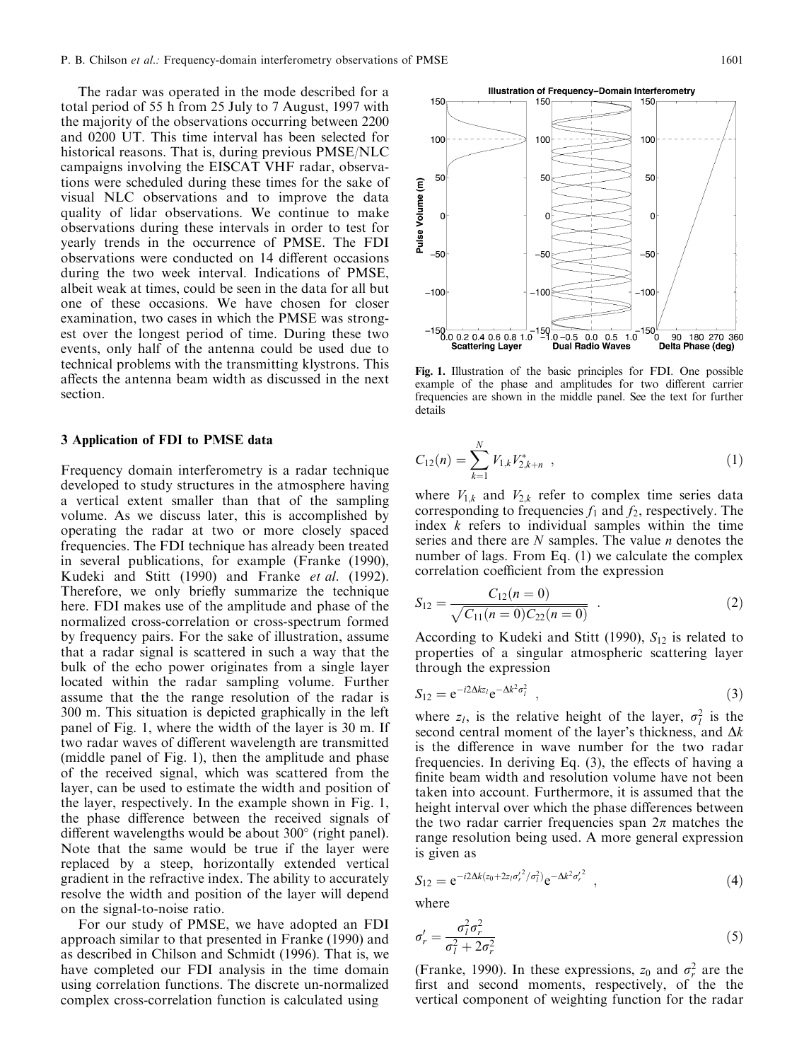The radar was operated in the mode described for a total period of 55 h from 25 July to 7 August, 1997 with the majority of the observations occurring between 2200 and 0200 UT. This time interval has been selected for historical reasons. That is, during previous PMSE/NLC campaigns involving the EISCAT VHF radar, observations were scheduled during these times for the sake of visual NLC observations and to improve the data quality of lidar observations. We continue to make observations during these intervals in order to test for yearly trends in the occurrence of PMSE. The FDI observations were conducted on 14 different occasions during the two week interval. Indications of PMSE, albeit weak at times, could be seen in the data for all but one of these occasions. We have chosen for closer examination, two cases in which the PMSE was strongest over the longest period of time. During these two events, only half of the antenna could be used due to technical problems with the transmitting klystrons. This affects the antenna beam width as discussed in the next section.

## 3 Application of FDI to PMSE data

Frequency domain interferometry is a radar technique developed to study structures in the atmosphere having a vertical extent smaller than that of the sampling volume. As we discuss later, this is accomplished by operating the radar at two or more closely spaced frequencies. The FDI technique has already been treated in several publications, for example (Franke (1990), Kudeki and Stitt (1990) and Franke *et al*. (1992). Therefore, we only briefly summarize the technique here. FDI makes use of the amplitude and phase of the normalized cross-correlation or cross-spectrum formed by frequency pairs. For the sake of illustration, assume that a radar signal is scattered in such a way that the bulk of the echo power originates from a single layer located within the radar sampling volume. Further assume that the the range resolution of the radar is 300 m. This situation is depicted graphically in the left panel of Fig. 1, where the width of the layer is 30 m. If two radar waves of different wavelength are transmitted (middle panel of Fig. 1), then the amplitude and phase of the received signal, which was scattered from the layer, can be used to estimate the width and position of the layer, respectively. In the example shown in Fig. 1, the phase difference between the received signals of different wavelengths would be about 300° (right panel). Note that the same would be true if the layer were replaced by a steep, horizontally extended vertical gradient in the refractive index. The ability to accurately resolve the width and position of the layer will depend on the signal-to-noise ratio.

For our study of PMSE, we have adopted an FDI approach similar to that presented in Franke (1990) and as described in Chilson and Schmidt (1996). That is, we have completed our FDI analysis in the time domain using correlation functions. The discrete un-normalized complex cross-correlation function is calculated using

**Fig. 1.** Illustration of the basic principles for FDI. One possible example of the phase and amplitudes for two different carrier frequencies are shown in the middle panel. See the text for further details

$$C_{12}(n) = \sum_{k=1}^{N} V_{1,k} V_{2,k+n}^{*} \ , \tag{1}$$

where $V_{1,k}$ and $V_{2,k}$ refer to complex time series data corresponding to frequencies $f_1$ and $f_2$, respectively. The index $k$ refers to individual samples within the time series and there are $N$ samples. The value $n$ denotes the number of lags. From Eq. (1) we calculate the complex correlation coefficient from the expression

$$S_{12} = \frac{C_{12}(n=0)}{\sqrt{C_{11}(n=0)C_{22}(n=0)}} \ . \tag{2}$$

According to Kudeki and Stitt (1990), $S_{12}$ is related to properties of a singular atmospheric scattering layer through the expression

$$S_{12} = e^{-i2\Delta k z_l} e^{-\Delta k^2 \sigma_l^2} \ , \tag{3}$$

where $z_l$, is the relative height of the layer, $\sigma_l^2$ is the second central moment of the layer's thickness, and $\Delta k$ is the difference in wave number for the two radar frequencies. In deriving Eq. (3), the effects of having a finite beam width and resolution volume have not been taken into account. Furthermore, it is assumed that the height interval over which the phase differences between the two radar carrier frequencies span $2\pi$ matches the range resolution being used. A more general expression is given as

$$S_{12} = e^{-i2\Delta k(z_0 + 2z_l \sigma_r'^2/\sigma_l^2)} e^{-\Delta k^2 \sigma_r'^2} \ , \tag{4}$$

where

$$\sigma_r' = \frac{\sigma_l^2 \sigma_r^2}{\sigma_l^2 + 2\sigma_r^2} \tag{5}$$

(Franke, 1990). In these expressions, $z_0$ and $\sigma_r^2$ are the first and second moments, respectively, of the the vertical component of weighting function for the radar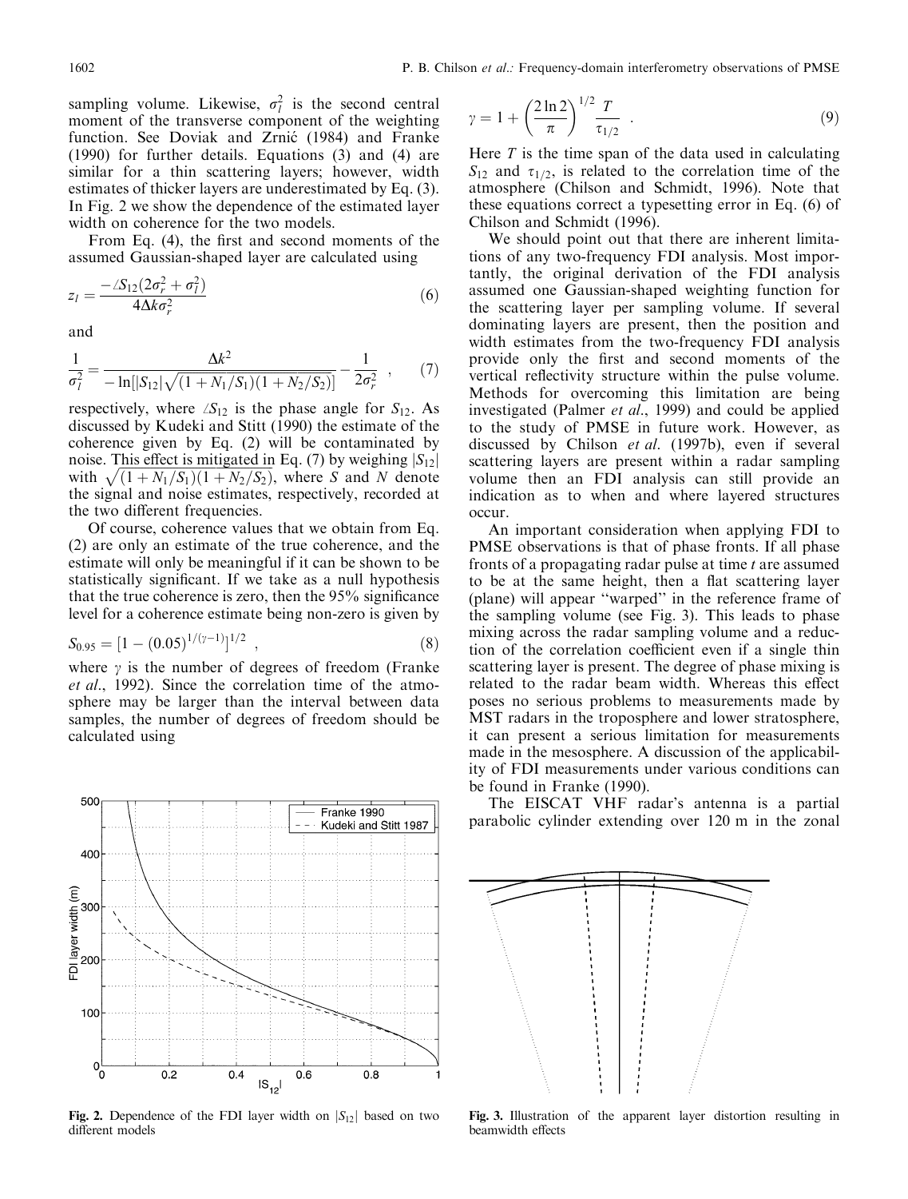sampling volume. Likewise, $\sigma_l^2$ is the second central moment of the transverse component of the weighting function. See Doviak and Zrnić (1984) and Franke (1990) for further details. Equations (3) and (4) are similar for a thin scattering layers; however, width estimates of thicker layers are underestimated by Eq. (3). In Fig. 2 we show the dependence of the estimated layer width on coherence for the two models.

From Eq. (4), the first and second moments of the assumed Gaussian-shaped layer are calculated using

$$z_l = \frac{-\angle S_{12}(2\sigma_r^2 + \sigma_l^2)}{4\Delta k \sigma_r^2} \tag{6}$$

and

$$\frac{1}{\sigma_l^2} = \frac{\Delta k^2}{-\ln[|S_{12}|\sqrt{(1+N_1/S_1)(1+N_2/S_2)}]} - \frac{1}{2\sigma_r^2} \ , \tag{7}$$

respectively, where $\angle S_{12}$ is the phase angle for $S_{12}$. As discussed by Kudeki and Stitt (1990) the estimate of the coherence given by Eq. (2) will be contaminated by noise. This effect is mitigated in Eq. (7) by weighing $|S_{12}|$ with $\sqrt{(1+N_1/S_1)(1+N_2/S_2)}$, where $S$ and $N$ denote the signal and noise estimates, respectively, recorded at the two different frequencies.

Of course, coherence values that we obtain from Eq. (2) are only an estimate of the true coherence, and the estimate will only be meaningful if it can be shown to be statistically significant. If we take as a null hypothesis that the true coherence is zero, then the 95% significance level for a coherence estimate being non-zero is given by

$$S_{0.95} = [1 - (0.05)^{1/(\gamma-1)}]^{1/2} \ , \tag{8}$$

where $\gamma$ is the number of degrees of freedom (Franke *et al*., 1992). Since the correlation time of the atmosphere may be larger than the interval between data samples, the number of degrees of freedom should be calculated using

Fig. 2. Dependence of the FDI layer width on $|S_{12}|$ based on two different models

$$\gamma = 1 + \left(\frac{2\ln 2}{\pi}\right)^{1/2} \frac{T}{\tau_{1/2}} \ . \tag{9}$$

Here $T$ is the time span of the data used in calculating $S_{12}$ and $\tau_{1/2}$, is related to the correlation time of the atmosphere (Chilson and Schmidt, 1996). Note that these equations correct a typesetting error in Eq. (6) of Chilson and Schmidt (1996).

We should point out that there are inherent limitations of any two-frequency FDI analysis. Most importantly, the original derivation of the FDI analysis assumed one Gaussian-shaped weighting function for the scattering layer per sampling volume. If several dominating layers are present, then the position and width estimates from the two-frequency FDI analysis provide only the first and second moments of the vertical reflectivity structure within the pulse volume. Methods for overcoming this limitation are being investigated (Palmer *et al*., 1999) and could be applied to the study of PMSE in future work. However, as discussed by Chilson *et al*. (1997b), even if several scattering layers are present within a radar sampling volume then an FDI analysis can still provide an indication as to when and where layered structures occur.

An important consideration when applying FDI to PMSE observations is that of phase fronts. If all phase fronts of a propagating radar pulse at time $t$ are assumed to be at the same height, then a flat scattering layer (plane) will appear "warped" in the reference frame of the sampling volume (see Fig. 3). This leads to phase mixing across the radar sampling volume and a reduction of the correlation coefficient even if a single thin scattering layer is present. The degree of phase mixing is related to the radar beam width. Whereas this effect poses no serious problems to measurements made by MST radars in the troposphere and lower stratosphere, it can present a serious limitation for measurements made in the mesosphere. A discussion of the applicability of FDI measurements under various conditions can be found in Franke (1990).

The EISCAT VHF radar's antenna is a partial parabolic cylinder extending over 120 m in the zonal

Fig. 3. Illustration of the apparent layer distortion resulting in beamwidth effects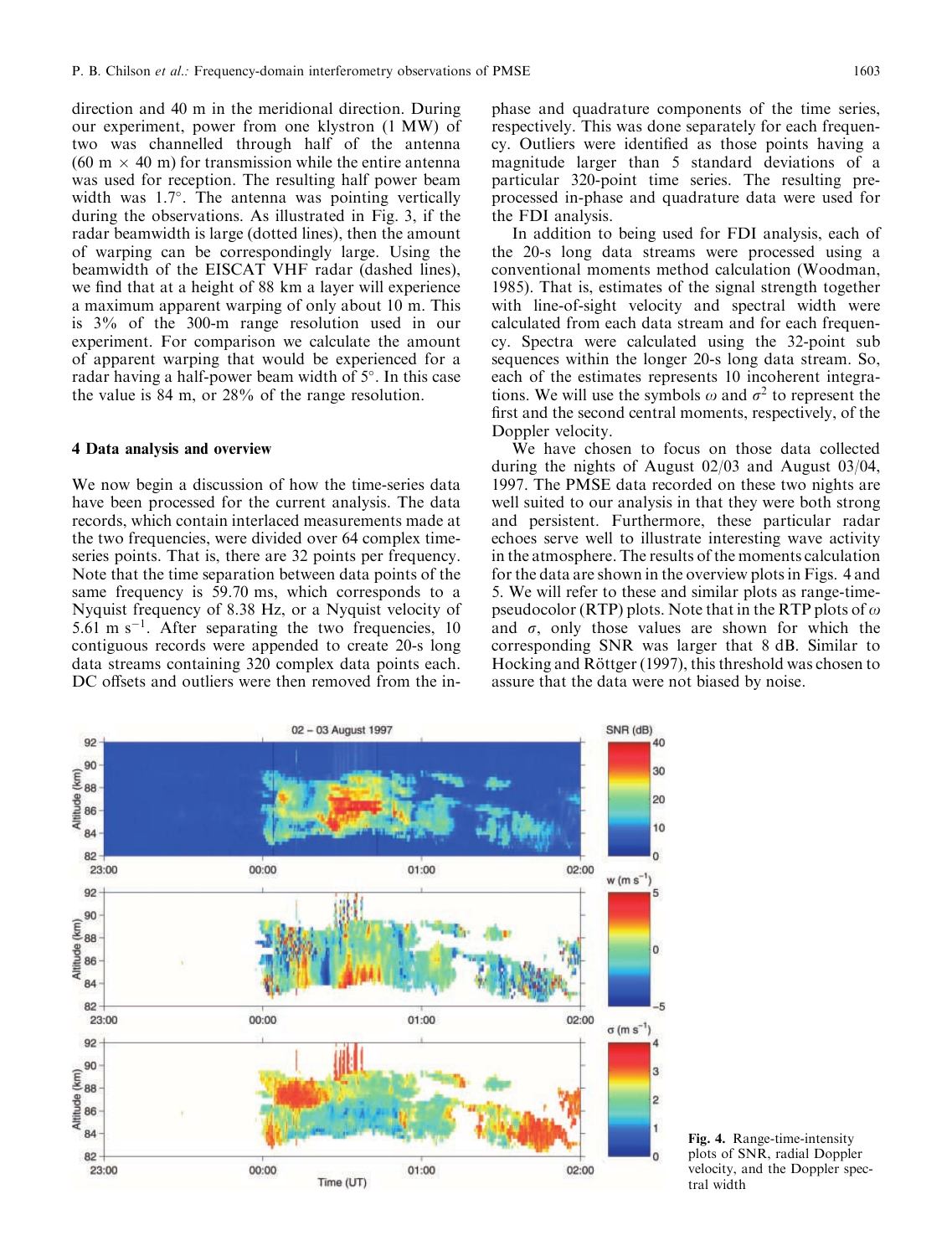direction and 40 m in the meridional direction. During our experiment, power from one klystron (1 MW) of two was channelled through half of the antenna (60 m × 40 m) for transmission while the entire antenna was used for reception. The resulting half power beam width was 1.7°. The antenna was pointing vertically during the observations. As illustrated in Fig. 3, if the radar beamwidth is large (dotted lines), then the amount of warping can be correspondingly large. Using the beamwidth of the EISCAT VHF radar (dashed lines), we find that at a height of 88 km a layer will experience a maximum apparent warping of only about 10 m. This is 3% of the 300-m range resolution used in our experiment. For comparison we calculate the amount of apparent warping that would be experienced for a radar having a half-power beam width of 5°. In this case the value is 84 m, or 28% of the range resolution.

## 4 Data analysis and overview

We now begin a discussion of how the time-series data have been processed for the current analysis. The data records, which contain interlaced measurements made at the two frequencies, were divided over 64 complex time-series points. That is, there are 32 points per frequency. Note that the time separation between data points of the same frequency is 59.70 ms, which corresponds to a Nyquist frequency of 8.38 Hz, or a Nyquist velocity of 5.61 m s$^{-1}$. After separating the two frequencies, 10 contiguous records were appended to create 20-s long data streams containing 320 complex data points each. DC offsets and outliers were then removed from the in-phase and quadrature components of the time series, respectively. This was done separately for each frequency. Outliers were identified as those points having a magnitude larger than 5 standard deviations of a particular 320-point time series. The resulting pre-processed in-phase and quadrature data were used for the FDI analysis.

In addition to being used for FDI analysis, each of the 20-s long data streams were processed using a conventional moments method calculation (Woodman, 1985). That is, estimates of the signal strength together with line-of-sight velocity and spectral width were calculated from each data stream and for each frequency. Spectra were calculated using the 32-point sub sequences within the longer 20-s long data stream. So, each of the estimates represents 10 incoherent integrations. We will use the symbols $\omega$ and $\sigma^2$ to represent the first and the second central moments, respectively, of the Doppler velocity.

We have chosen to focus on those data collected during the nights of August 02/03 and August 03/04, 1997. The PMSE data recorded on these two nights are well suited to our analysis in that they were both strong and persistent. Furthermore, these particular radar echoes serve well to illustrate interesting wave activity in the atmosphere. The results of the moments calculation for the data are shown in the overview plots in Figs. 4 and 5. We will refer to these and similar plots as range-time-pseudocolor (RTP) plots. Note that in the RTP plots of $\omega$ and $\sigma$, only those values are shown for which the corresponding SNR was larger that 8 dB. Similar to Hocking and Röttger (1997), this threshold was chosen to assure that the data were not biased by noise.

**Fig. 4.** Range-time-intensity plots of SNR, radial Doppler velocity, and the Doppler spectral width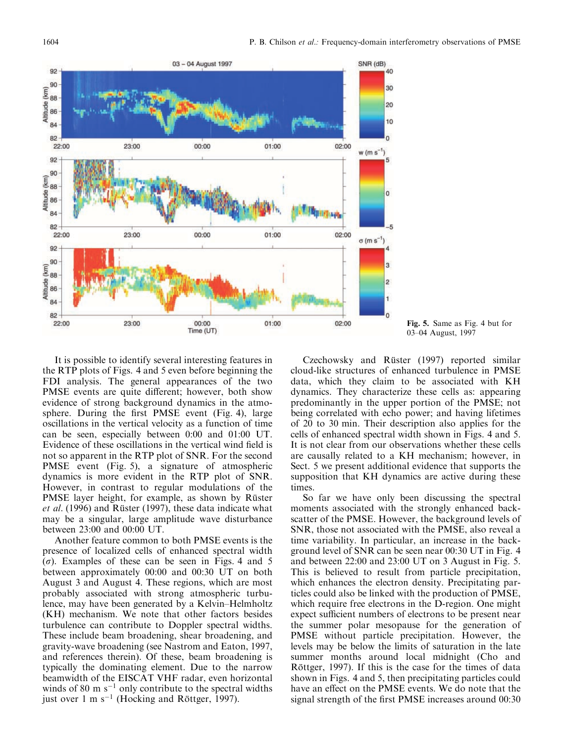Fig. 5. Same as Fig. 4 but for 03–04 August, 1997

It is possible to identify several interesting features in the RTP plots of Figs. 4 and 5 even before beginning the FDI analysis. The general appearances of the two PMSE events are quite different; however, both show evidence of strong background dynamics in the atmosphere. During the first PMSE event (Fig. 4), large oscillations in the vertical velocity as a function of time can be seen, especially between 0:00 and 01:00 UT. Evidence of these oscillations in the vertical wind field is not so apparent in the RTP plot of SNR. For the second PMSE event (Fig. 5), a signature of atmospheric dynamics is more evident in the RTP plot of SNR. However, in contrast to regular modulations of the PMSE layer height, for example, as shown by Rüster *et al*. (1996) and Rüster (1997), these data indicate what may be a singular, large amplitude wave disturbance between 23:00 and 00:00 UT.

Another feature common to both PMSE events is the presence of localized cells of enhanced spectral width ($\sigma$). Examples of these can be seen in Figs. 4 and 5 between approximately 00:00 and 00:30 UT on both August 3 and August 4. These regions, which are most probably associated with strong atmospheric turbulence, may have been generated by a Kelvin–Helmholtz (KH) mechanism. We note that other factors besides turbulence can contribute to Doppler spectral widths. These include beam broadening, shear broadening, and gravity-wave broadening (see Nastrom and Eaton, 1997, and references therein). Of these, beam broadening is typically the dominating element. Due to the narrow beamwidth of the EISCAT VHF radar, even horizontal winds of 80 m s$^{-1}$ only contribute to the spectral widths just over 1 m s$^{-1}$ (Hocking and Röttger, 1997).

Czechowsky and Rüster (1997) reported similar cloud-like structures of enhanced turbulence in PMSE data, which they claim to be associated with KH dynamics. They characterize these cells as: appearing predominantly in the upper portion of the PMSE; not being correlated with echo power; and having lifetimes of 20 to 30 min. Their description also applies for the cells of enhanced spectral width shown in Figs. 4 and 5. It is not clear from our observations whether these cells are causally related to a KH mechanism; however, in Sect. 5 we present additional evidence that supports the supposition that KH dynamics are active during these times.

So far we have only been discussing the spectral moments associated with the strongly enhanced backscatter of the PMSE. However, the background levels of SNR, those not associated with the PMSE, also reveal a time variability. In particular, an increase in the background level of SNR can be seen near 00:30 UT in Fig. 4 and between 22:00 and 23:00 UT on 3 August in Fig. 5. This is believed to result from particle precipitation, which enhances the electron density. Precipitating particles could also be linked with the production of PMSE, which require free electrons in the D-region. One might expect sufficient numbers of electrons to be present near the summer polar mesopause for the generation of PMSE without particle precipitation. However, the levels may be below the limits of saturation in the late summer months around local midnight (Cho and Röttger, 1997). If this is the case for the times of data shown in Figs. 4 and 5, then precipitating particles could have an effect on the PMSE events. We do note that the signal strength of the first PMSE increases around 00:30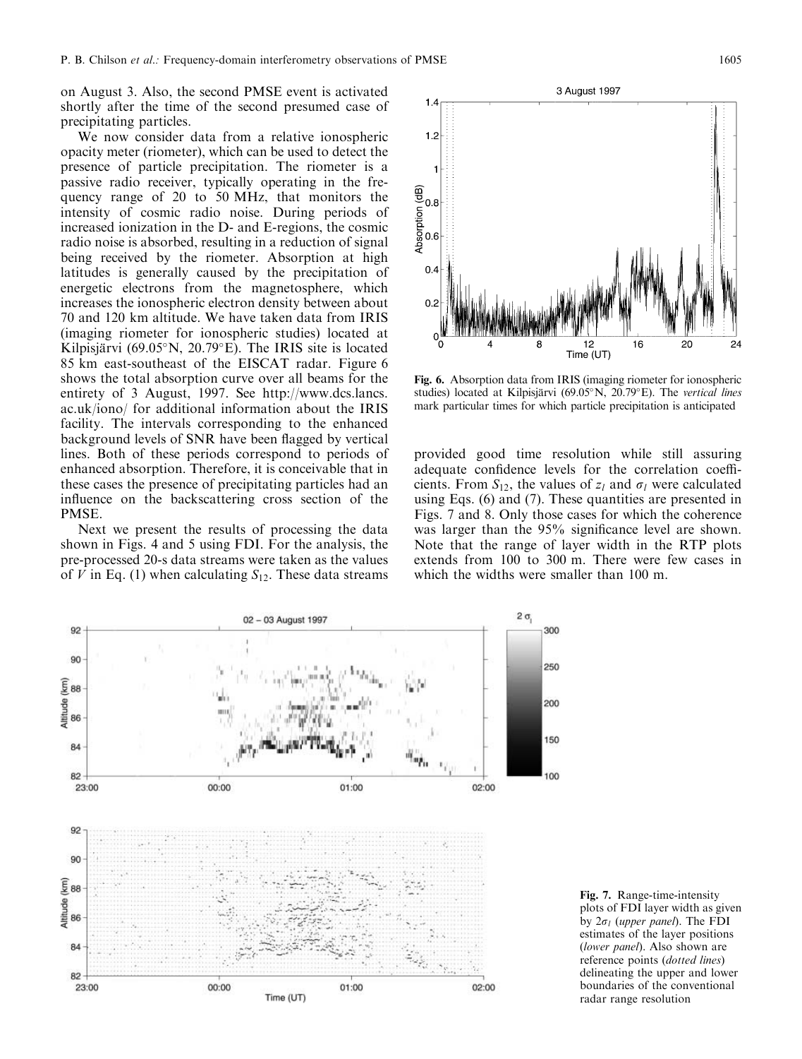on August 3. Also, the second PMSE event is activated shortly after the time of the second presumed case of precipitating particles.

We now consider data from a relative ionospheric opacity meter (riometer), which can be used to detect the presence of particle precipitation. The riometer is a passive radio receiver, typically operating in the frequency range of 20 to 50 MHz, that monitors the intensity of cosmic radio noise. During periods of increased ionization in the D- and E-regions, the cosmic radio noise is absorbed, resulting in a reduction of signal being received by the riometer. Absorption at high latitudes is generally caused by the precipitation of energetic electrons from the magnetosphere, which increases the ionospheric electron density between about 70 and 120 km altitude. We have taken data from IRIS (imaging riometer for ionospheric studies) located at Kilpisjärvi (69.05°N, 20.79°E). The IRIS site is located 85 km east-southeast of the EISCAT radar. Figure 6 shows the total absorption curve over all beams for the entirety of 3 August, 1997. See http://www.dcs.lancs.ac.uk/iono/ for additional information about the IRIS facility. The intervals corresponding to the enhanced background levels of SNR have been flagged by vertical lines. Both of these periods correspond to periods of enhanced absorption. Therefore, it is conceivable that in these cases the presence of precipitating particles had an influence on the backscattering cross section of the PMSE.

Next we present the results of processing the data shown in Figs. 4 and 5 using FDI. For the analysis, the pre-processed 20-s data streams were taken as the values of $V$ in Eq. (1) when calculating $S_{12}$. These data streams provided good time resolution while still assuring adequate confidence levels for the correlation coefficients. From $S_{12}$, the values of $z_l$ and $\sigma_l$ were calculated using Eqs. (6) and (7). These quantities are presented in Figs. 7 and 8. Only those cases for which the coherence was larger than the 95% significance level are shown. Note that the range of layer width in the RTP plots extends from 100 to 300 m. There were few cases in which the widths were smaller than 100 m.

**Fig. 6.** Absorption data from IRIS (imaging riometer for ionospheric studies) located at Kilpisjärvi (69.05°N, 20.79°E). The *vertical lines* mark particular times for which particle precipitation is anticipated

**Fig. 7.** Range-time-intensity plots of FDI layer width as given by $2\sigma_l$ (*upper panel*). The FDI estimates of the layer positions (*lower panel*). Also shown are reference points (*dotted lines*) delineating the upper and lower boundaries of the conventional radar range resolution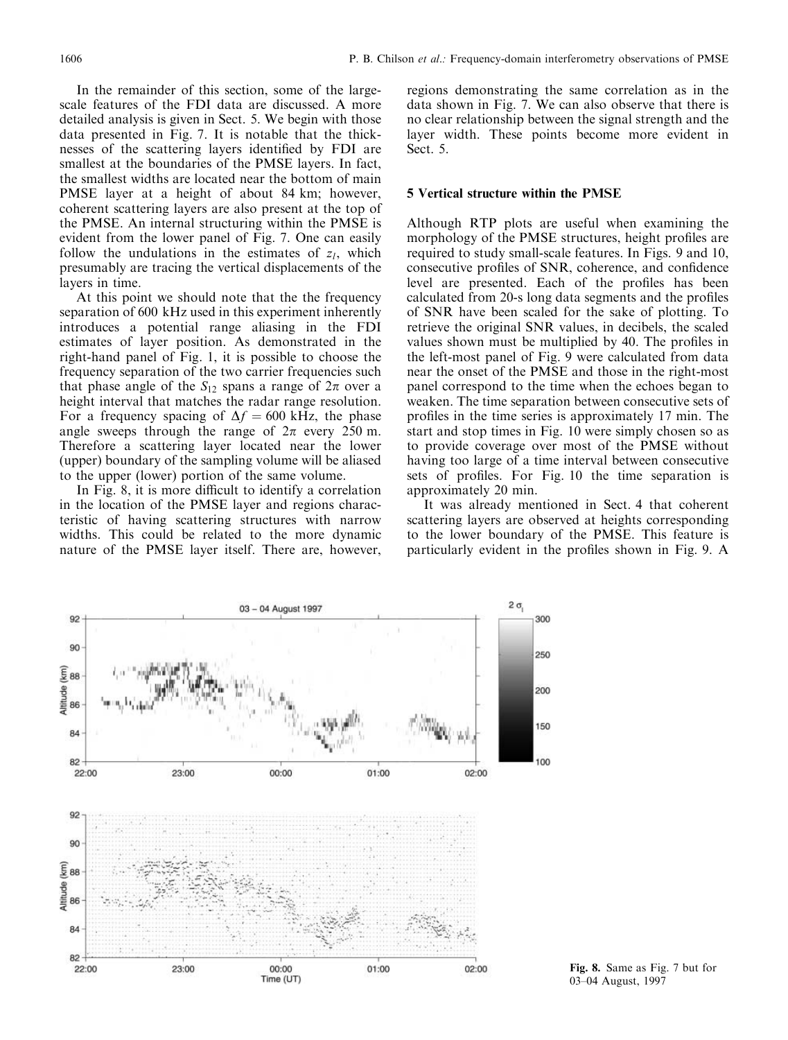In the remainder of this section, some of the large-scale features of the FDI data are discussed. A more detailed analysis is given in Sect. 5. We begin with those data presented in Fig. 7. It is notable that the thicknesses of the scattering layers identified by FDI are smallest at the boundaries of the PMSE layers. In fact, the smallest widths are located near the bottom of main PMSE layer at a height of about 84 km; however, coherent scattering layers are also present at the top of the PMSE. An internal structuring within the PMSE is evident from the lower panel of Fig. 7. One can easily follow the undulations in the estimates of $z_l$, which presumably are tracing the vertical displacements of the layers in time.

At this point we should note that the the frequency separation of 600 kHz used in this experiment inherently introduces a potential range aliasing in the FDI estimates of layer position. As demonstrated in the right-hand panel of Fig. 1, it is possible to choose the frequency separation of the two carrier frequencies such that phase angle of the $S_{12}$ spans a range of $2\pi$ over a height interval that matches the radar range resolution. For a frequency spacing of $\Delta f = 600$ kHz, the phase angle sweeps through the range of $2\pi$ every 250 m. Therefore a scattering layer located near the lower (upper) boundary of the sampling volume will be aliased to the upper (lower) portion of the same volume.

In Fig. 8, it is more difficult to identify a correlation in the location of the PMSE layer and regions characteristic of having scattering structures with narrow widths. This could be related to the more dynamic nature of the PMSE layer itself. There are, however, regions demonstrating the same correlation as in the data shown in Fig. 7. We can also observe that there is no clear relationship between the signal strength and the layer width. These points become more evident in Sect. 5.

## 5 Vertical structure within the PMSE

Although RTP plots are useful when examining the morphology of the PMSE structures, height profiles are required to study small-scale features. In Figs. 9 and 10, consecutive profiles of SNR, coherence, and confidence level are presented. Each of the profiles has been calculated from 20-s long data segments and the profiles of SNR have been scaled for the sake of plotting. To retrieve the original SNR values, in decibels, the scaled values shown must be multiplied by 40. The profiles in the left-most panel of Fig. 9 were calculated from data near the onset of the PMSE and those in the right-most panel correspond to the time when the echoes began to weaken. The time separation between consecutive sets of profiles in the time series is approximately 17 min. The start and stop times in Fig. 10 were simply chosen so as to provide coverage over most of the PMSE without having too large of a time interval between consecutive sets of profiles. For Fig. 10 the time separation is approximately 20 min.

It was already mentioned in Sect. 4 that coherent scattering layers are observed at heights corresponding to the lower boundary of the PMSE. This feature is particularly evident in the profiles shown in Fig. 9. A

**Fig. 8.** Same as Fig. 7 but for 03–04 August, 1997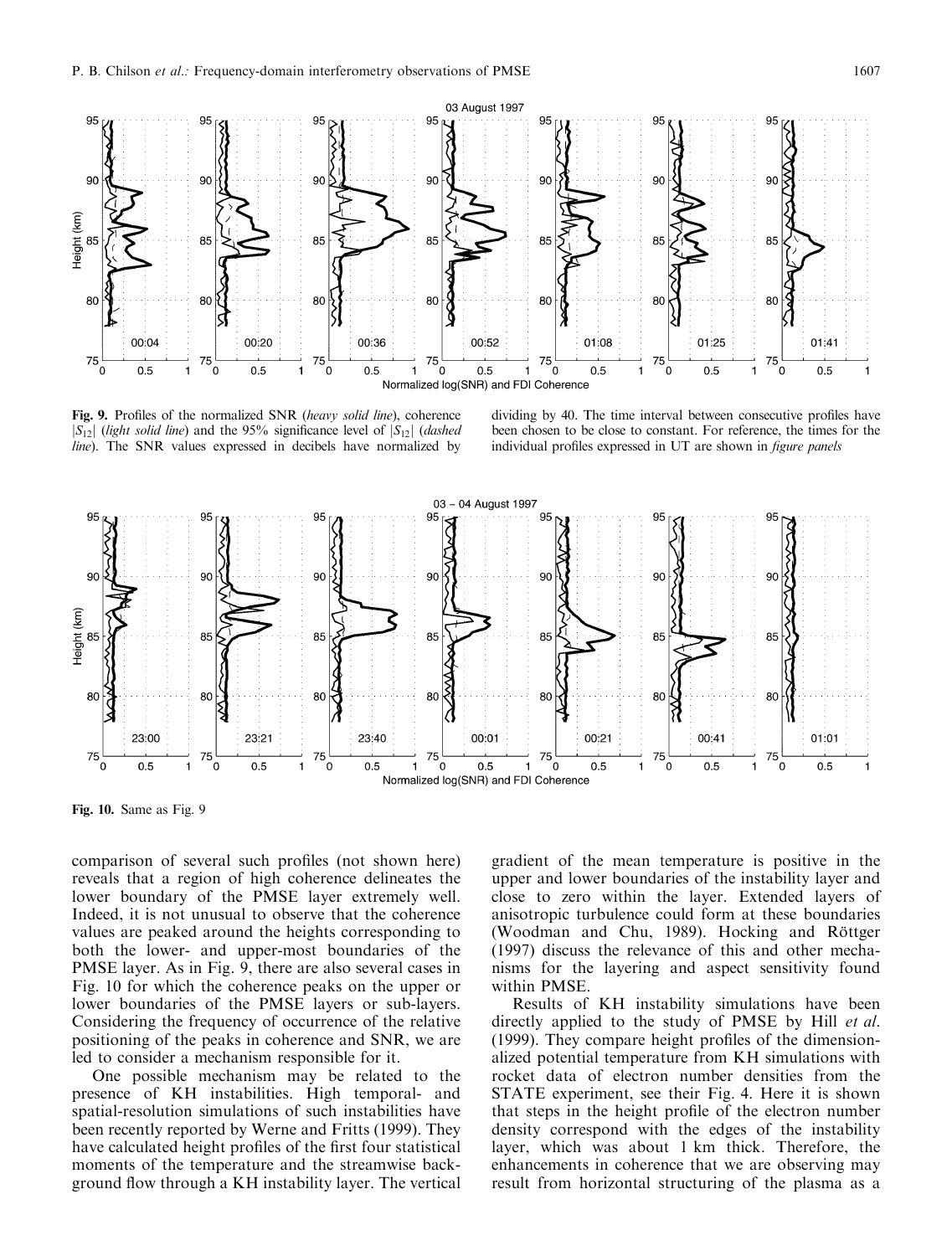**Fig. 9.** Profiles of the normalized SNR (*heavy solid line*), coherence $|S_{12}|$ (*light solid line*) and the 95% significance level of $|S_{12}|$ (*dashed line*). The SNR values expressed in decibels have normalized by dividing by 40. The time interval between consecutive profiles have been chosen to be close to constant. For reference, the times for the individual profiles expressed in UT are shown in *figure panels*

**Fig. 10.** Same as Fig. 9

comparison of several such profiles (not shown here) reveals that a region of high coherence delineates the lower boundary of the PMSE layer extremely well. Indeed, it is not unusual to observe that the coherence values are peaked around the heights corresponding to both the lower- and upper-most boundaries of the PMSE layer. As in Fig. 9, there are also several cases in Fig. 10 for which the coherence peaks on the upper or lower boundaries of the PMSE layers or sub-layers. Considering the frequency of occurrence of the relative positioning of the peaks in coherence and SNR, we are led to consider a mechanism responsible for it.

One possible mechanism may be related to the presence of KH instabilities. High temporal- and spatial-resolution simulations of such instabilities have been recently reported by Werne and Fritts (1999). They have calculated height profiles of the first four statistical moments of the temperature and the streamwise background flow through a KH instability layer. The vertical gradient of the mean temperature is positive in the upper and lower boundaries of the instability layer and close to zero within the layer. Extended layers of anisotropic turbulence could form at these boundaries (Woodman and Chu, 1989). Hocking and Röttger (1997) discuss the relevance of this and other mechanisms for the layering and aspect sensitivity found within PMSE.

Results of KH instability simulations have been directly applied to the study of PMSE by Hill *et al.* (1999). They compare height profiles of the dimensionalized potential temperature from KH simulations with rocket data of electron number densities from the STATE experiment, see their Fig. 4. Here it is shown that steps in the height profile of the electron number density correspond with the edges of the instability layer, which was about 1 km thick. Therefore, the enhancements in coherence that we are observing may result from horizontal structuring of the plasma as a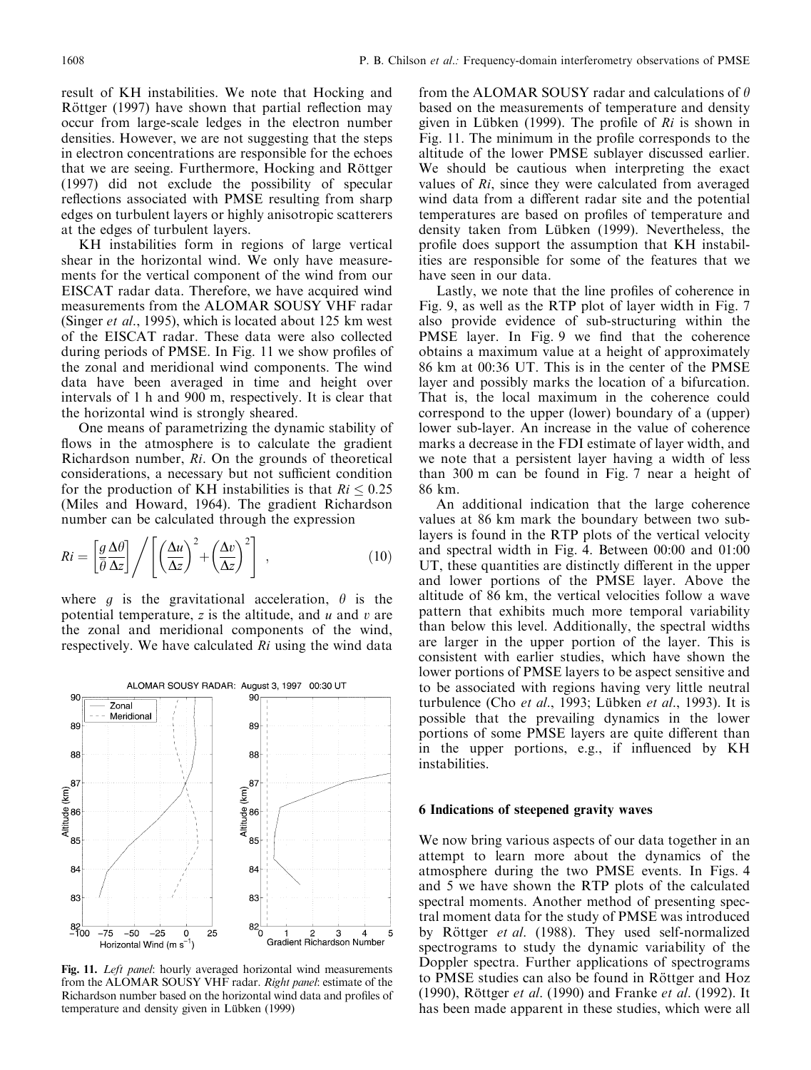result of KH instabilities. We note that Hocking and Röttger (1997) have shown that partial reflection may occur from large-scale ledges in the electron number densities. However, we are not suggesting that the steps in electron concentrations are responsible for the echoes that we are seeing. Furthermore, Hocking and Röttger (1997) did not exclude the possibility of specular reflections associated with PMSE resulting from sharp edges on turbulent layers or highly anisotropic scatterers at the edges of turbulent layers.

KH instabilities form in regions of large vertical shear in the horizontal wind. We only have measurements for the vertical component of the wind from our EISCAT radar data. Therefore, we have acquired wind measurements from the ALOMAR SOUSY VHF radar (Singer *et al*., 1995), which is located about 125 km west of the EISCAT radar. These data were also collected during periods of PMSE. In Fig. 11 we show profiles of the zonal and meridional wind components. The wind data have been averaged in time and height over intervals of 1 h and 900 m, respectively. It is clear that the horizontal wind is strongly sheared.

One means of parametrizing the dynamic stability of flows in the atmosphere is to calculate the gradient Richardson number, *Ri*. On the grounds of theoretical considerations, a necessary but not sufficient condition for the production of KH instabilities is that $Ri \leq 0.25$ (Miles and Howard, 1964). The gradient Richardson number can be calculated through the expression

$$Ri = \left[\frac{g}{\bar{\theta}}\frac{\Delta\theta}{\Delta z}\right] \Bigg/ \left[\left(\frac{\Delta u}{\Delta z}\right)^2 + \left(\frac{\Delta v}{\Delta z}\right)^2\right] , \qquad (10)$$

where $g$ is the gravitational acceleration, $\theta$ is the potential temperature, $z$ is the altitude, and $u$ and $v$ are the zonal and meridional components of the wind, respectively. We have calculated *Ri* using the wind data from the ALOMAR SOUSY radar and calculations of $\theta$ based on the measurements of temperature and density given in Lübken (1999). The profile of *Ri* is shown in Fig. 11. The minimum in the profile corresponds to the altitude of the lower PMSE sublayer discussed earlier. We should be cautious when interpreting the exact values of *Ri*, since they were calculated from averaged wind data from a different radar site and the potential temperatures are based on profiles of temperature and density taken from Lübken (1999). Nevertheless, the profile does support the assumption that KH instabilities are responsible for some of the features that we have seen in our data.

Lastly, we note that the line profiles of coherence in Fig. 9, as well as the RTP plot of layer width in Fig. 7 also provide evidence of sub-structuring within the PMSE layer. In Fig. 9 we find that the coherence obtains a maximum value at a height of approximately 86 km at 00:36 UT. This is in the center of the PMSE layer and possibly marks the location of a bifurcation. That is, the local maximum in the coherence could correspond to the upper (lower) boundary of a (upper) lower sub-layer. An increase in the value of coherence marks a decrease in the FDI estimate of layer width, and we note that a persistent layer having a width of less than 300 m can be found in Fig. 7 near a height of 86 km.

An additional indication that the large coherence values at 86 km mark the boundary between two sub-layers is found in the RTP plots of the vertical velocity and spectral width in Fig. 4. Between 00:00 and 01:00 UT, these quantities are distinctly different in the upper and lower portions of the PMSE layer. Above the altitude of 86 km, the vertical velocities follow a wave pattern that exhibits much more temporal variability than below this level. Additionally, the spectral widths are larger in the upper portion of the layer. This is consistent with earlier studies, which have shown the lower portions of PMSE layers to be aspect sensitive and to be associated with regions having very little neutral turbulence (Cho *et al*., 1993; Lübken *et al*., 1993). It is possible that the prevailing dynamics in the lower portions of some PMSE layers are quite different than in the upper portions, e.g., if influenced by KH instabilities.

**Fig. 11.** *Left panel*: hourly averaged horizontal wind measurements from the ALOMAR SOUSY VHF radar. *Right panel*: estimate of the Richardson number based on the horizontal wind data and profiles of temperature and density given in Lübken (1999)

## 6 Indications of steepened gravity waves

We now bring various aspects of our data together in an attempt to learn more about the dynamics of the atmosphere during the two PMSE events. In Figs. 4 and 5 we have shown the RTP plots of the calculated spectral moments. Another method of presenting spectral moment data for the study of PMSE was introduced by Röttger *et al*. (1988). They used self-normalized spectrograms to study the dynamic variability of the Doppler spectra. Further applications of spectrograms to PMSE studies can also be found in Röttger and Hoz (1990), Röttger *et al*. (1990) and Franke *et al*. (1992). It has been made apparent in these studies, which were all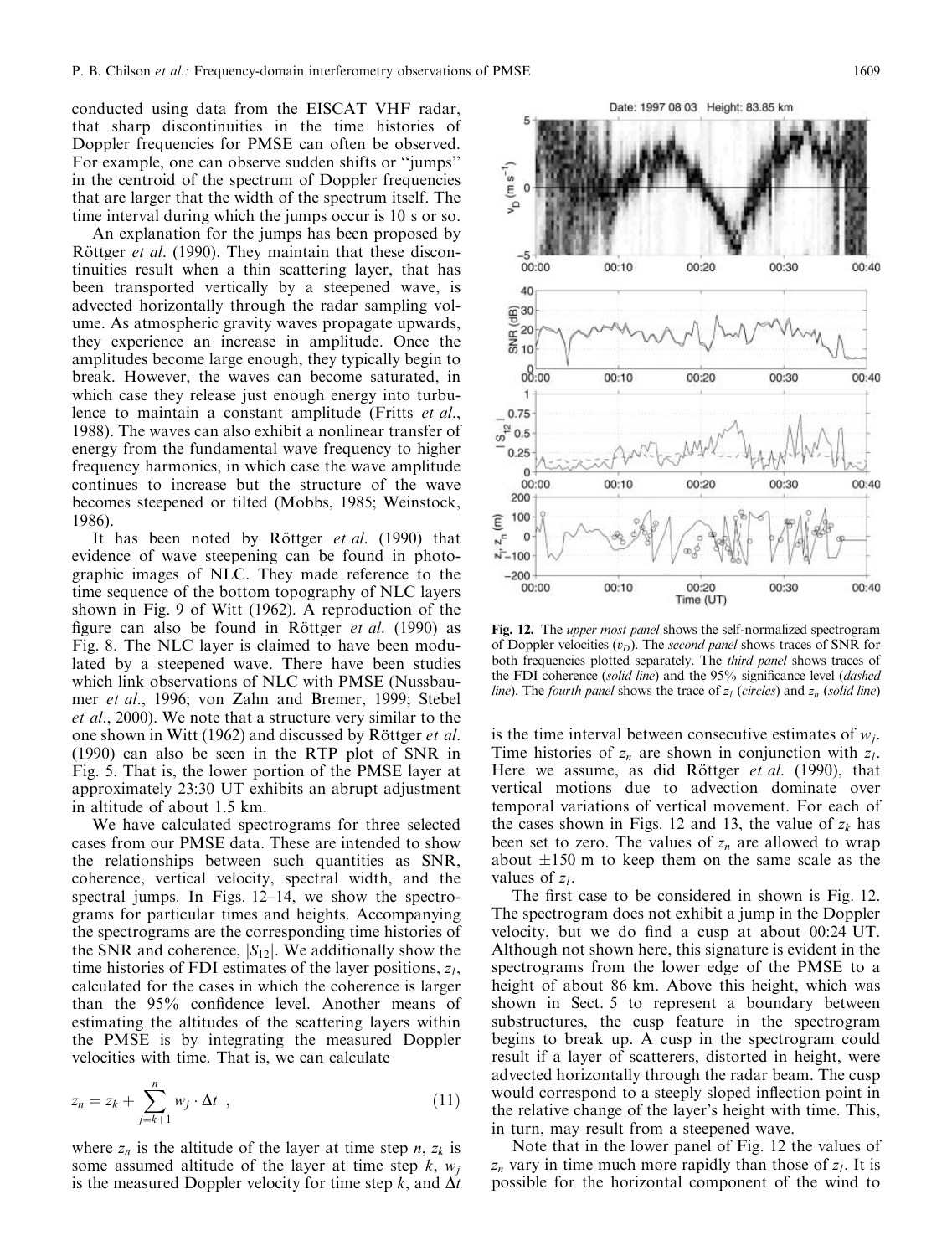conducted using data from the EISCAT VHF radar, that sharp discontinuities in the time histories of Doppler frequencies for PMSE can often be observed. For example, one can observe sudden shifts or "jumps" in the centroid of the spectrum of Doppler frequencies that are larger that the width of the spectrum itself. The time interval during which the jumps occur is 10 s or so.

An explanation for the jumps has been proposed by Röttger *et al*. (1990). They maintain that these discontinuities result when a thin scattering layer, that has been transported vertically by a steepened wave, is advected horizontally through the radar sampling volume. As atmospheric gravity waves propagate upwards, they experience an increase in amplitude. Once the amplitudes become large enough, they typically begin to break. However, the waves can become saturated, in which case they release just enough energy into turbulence to maintain a constant amplitude (Fritts *et al*., 1988). The waves can also exhibit a nonlinear transfer of energy from the fundamental wave frequency to higher frequency harmonics, in which case the wave amplitude continues to increase but the structure of the wave becomes steepened or tilted (Mobbs, 1985; Weinstock, 1986).

It has been noted by Röttger *et al*. (1990) that evidence of wave steepening can be found in photographic images of NLC. They made reference to the time sequence of the bottom topography of NLC layers shown in Fig. 9 of Witt (1962). A reproduction of the figure can also be found in Röttger *et al*. (1990) as Fig. 8. The NLC layer is claimed to have been modulated by a steepened wave. There have been studies which link observations of NLC with PMSE (Nussbaumer *et al*., 1996; von Zahn and Bremer, 1999; Stebel *et al*., 2000). We note that a structure very similar to the one shown in Witt (1962) and discussed by Röttger *et al*. (1990) can also be seen in the RTP plot of SNR in Fig. 5. That is, the lower portion of the PMSE layer at approximately 23:30 UT exhibits an abrupt adjustment in altitude of about 1.5 km.

We have calculated spectrograms for three selected cases from our PMSE data. These are intended to show the relationships between such quantities as SNR, coherence, vertical velocity, spectral width, and the spectral jumps. In Figs. 12–14, we show the spectrograms for particular times and heights. Accompanying the spectrograms are the corresponding time histories of the SNR and coherence, $|S_{12}|$. We additionally show the time histories of FDI estimates of the layer positions, $z_l$, calculated for the cases in which the coherence is larger than the 95% confidence level. Another means of estimating the altitudes of the scattering layers within the PMSE is by integrating the measured Doppler velocities with time. That is, we can calculate

$$z_n = z_k + \sum_{j=k+1}^{n} w_j \cdot \Delta t \ , \tag{11}$$

where $z_n$ is the altitude of the layer at time step $n$, $z_k$ is some assumed altitude of the layer at time step $k$, $w_j$ is the measured Doppler velocity for time step $k$, and $\Delta t$ is the time interval between consecutive estimates of $w_j$. Time histories of $z_n$ are shown in conjunction with $z_l$. Here we assume, as did Röttger *et al*. (1990), that vertical motions due to advection dominate over temporal variations of vertical movement. For each of the cases shown in Figs. 12 and 13, the value of $z_k$ has been set to zero. The values of $z_n$ are allowed to wrap about $\pm 150$ m to keep them on the same scale as the values of $z_l$.

**Fig. 12.** The *upper most panel* shows the self-normalized spectrogram of Doppler velocities ($v_D$). The *second panel* shows traces of SNR for both frequencies plotted separately. The *third panel* shows traces of the FDI coherence (*solid line*) and the 95% significance level (*dashed line*). The *fourth panel* shows the trace of $z_l$ (*circles*) and $z_n$ (*solid line*)

The first case to be considered in shown is Fig. 12. The spectrogram does not exhibit a jump in the Doppler velocity, but we do find a cusp at about 00:24 UT. Although not shown here, this signature is evident in the spectrograms from the lower edge of the PMSE to a height of about 86 km. Above this height, which was shown in Sect. 5 to represent a boundary between substructures, the cusp feature in the spectrogram begins to break up. A cusp in the spectrogram could result if a layer of scatterers, distorted in height, were advected horizontally through the radar beam. The cusp would correspond to a steeply sloped inflection point in the relative change of the layer's height with time. This, in turn, may result from a steepened wave.

Note that in the lower panel of Fig. 12 the values of $z_n$ vary in time much more rapidly than those of $z_l$. It is possible for the horizontal component of the wind to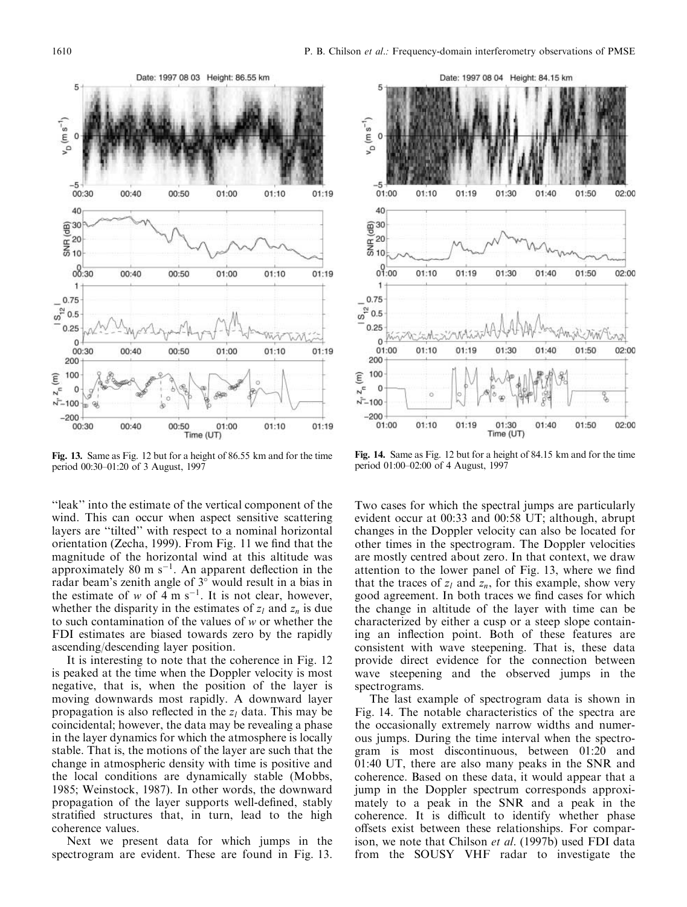Fig. 13. Same as Fig. 12 but for a height of 86.55 km and for the time period 00:30–01:20 of 3 August, 1997

Fig. 14. Same as Fig. 12 but for a height of 84.15 km and for the time period 01:00–02:00 of 4 August, 1997

"leak" into the estimate of the vertical component of the wind. This can occur when aspect sensitive scattering layers are "tilted" with respect to a nominal horizontal orientation (Zecha, 1999). From Fig. 11 we find that the magnitude of the horizontal wind at this altitude was approximately 80 m s$^{-1}$. An apparent deflection in the radar beam's zenith angle of 3° would result in a bias in the estimate of $w$ of 4 m s$^{-1}$. It is not clear, however, whether the disparity in the estimates of $z_l$ and $z_n$ is due to such contamination of the values of $w$ or whether the FDI estimates are biased towards zero by the rapidly ascending/descending layer position.

It is interesting to note that the coherence in Fig. 12 is peaked at the time when the Doppler velocity is most negative, that is, when the position of the layer is moving downwards most rapidly. A downward layer propagation is also reflected in the $z_l$ data. This may be coincidental; however, the data may be revealing a phase in the layer dynamics for which the atmosphere is locally stable. That is, the motions of the layer are such that the change in atmospheric density with time is positive and the local conditions are dynamically stable (Mobbs, 1985; Weinstock, 1987). In other words, the downward propagation of the layer supports well-defined, stably stratified structures that, in turn, lead to the high coherence values.

Next we present data for which jumps in the spectrogram are evident. These are found in Fig. 13. Two cases for which the spectral jumps are particularly evident occur at 00:33 and 00:58 UT; although, abrupt changes in the Doppler velocity can also be located for other times in the spectrogram. The Doppler velocities are mostly centred about zero. In that context, we draw attention to the lower panel of Fig. 13, where we find that the traces of $z_l$ and $z_n$, for this example, show very good agreement. In both traces we find cases for which the change in altitude of the layer with time can be characterized by either a cusp or a steep slope containing an inflection point. Both of these features are consistent with wave steepening. That is, these data provide direct evidence for the connection between wave steepening and the observed jumps in the spectrograms.

The last example of spectrogram data is shown in Fig. 14. The notable characteristics of the spectra are the occasionally extremely narrow widths and numerous jumps. During the time interval when the spectrogram is most discontinuous, between 01:20 and 01:40 UT, there are also many peaks in the SNR and coherence. Based on these data, it would appear that a jump in the Doppler spectrum corresponds approximately to a peak in the SNR and a peak in the coherence. It is difficult to identify whether phase offsets exist between these relationships. For comparison, we note that Chilson *et al*. (1997b) used FDI data from the SOUSY VHF radar to investigate the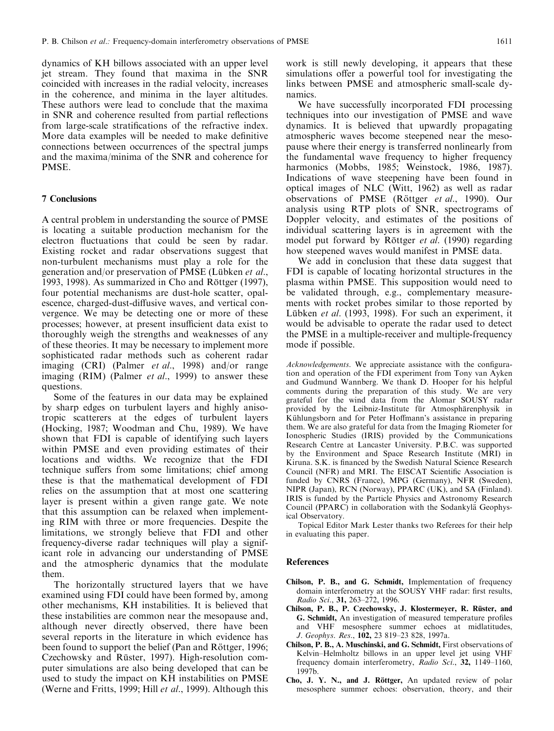dynamics of KH billows associated with an upper level jet stream. They found that maxima in the SNR coincided with increases in the radial velocity, increases in the coherence, and minima in the layer altitudes. These authors were lead to conclude that the maxima in SNR and coherence resulted from partial reflections from large-scale stratifications of the refractive index. More data examples will be needed to make definitive connections between occurrences of the spectral jumps and the maxima/minima of the SNR and coherence for PMSE.

## 7 Conclusions

A central problem in understanding the source of PMSE is locating a suitable production mechanism for the electron fluctuations that could be seen by radar. Existing rocket and radar observations suggest that non-turbulent mechanisms must play a role for the generation and/or preservation of PMSE (Lübken *et al.*, 1993, 1998). As summarized in Cho and Röttger (1997), four potential mechanisms are dust-hole scatter, opalescence, charged-dust-diffusive waves, and vertical convergence. We may be detecting one or more of these processes; however, at present insufficient data exist to thoroughly weigh the strengths and weaknesses of any of these theories. It may be necessary to implement more sophisticated radar methods such as coherent radar imaging (CRI) (Palmer *et al.*, 1998) and/or range imaging (RIM) (Palmer *et al.*, 1999) to answer these questions.

Some of the features in our data may be explained by sharp edges on turbulent layers and highly anisotropic scatterers at the edges of turbulent layers (Hocking, 1987; Woodman and Chu, 1989). We have shown that FDI is capable of identifying such layers within PMSE and even providing estimates of their locations and widths. We recognize that the FDI technique suffers from some limitations; chief among these is that the mathematical development of FDI relies on the assumption that at most one scattering layer is present within a given range gate. We note that this assumption can be relaxed when implementing RIM with three or more frequencies. Despite the limitations, we strongly believe that FDI and other frequency-diverse radar techniques will play a significant role in advancing our understanding of PMSE and the atmospheric dynamics that the modulate them.

The horizontally structured layers that we have examined using FDI could have been formed by, among other mechanisms, KH instabilities. It is believed that these instabilities are common near the mesopause and, although never directly observed, there have been several reports in the literature in which evidence has been found to support the belief (Pan and Röttger, 1996; Czechowsky and Rüster, 1997). High-resolution computer simulations are also being developed that can be used to study the impact on KH instabilities on PMSE (Werne and Fritts, 1999; Hill *et al.*, 1999). Although this work is still newly developing, it appears that these simulations offer a powerful tool for investigating the links between PMSE and atmospheric small-scale dynamics.

We have successfully incorporated FDI processing techniques into our investigation of PMSE and wave dynamics. It is believed that upwardly propagating atmospheric waves become steepened near the mesopause where their energy is transferred nonlinearly from the fundamental wave frequency to higher frequency harmonics (Mobbs, 1985; Weinstock, 1986, 1987). Indications of wave steepening have been found in optical images of NLC (Witt, 1962) as well as radar observations of PMSE (Röttger *et al.*, 1990). Our analysis using RTP plots of SNR, spectrograms of Doppler velocity, and estimates of the positions of individual scattering layers is in agreement with the model put forward by Röttger *et al.* (1990) regarding how steepened waves would manifest in PMSE data.

We add in conclusion that these data suggest that FDI is capable of locating horizontal structures in the plasma within PMSE. This supposition would need to be validated through, e.g., complementary measurements with rocket probes similar to those reported by Lübken *et al.* (1993, 1998). For such an experiment, it would be advisable to operate the radar used to detect the PMSE in a multiple-receiver and multiple-frequency mode if possible.

*Acknowledgements.* We appreciate assistance with the configuration and operation of the FDI experiment from Tony van Ayken and Gudmund Wannberg. We thank D. Hooper for his helpful comments during the preparation of this study. We are very grateful for the wind data from the Alomar SOUSY radar provided by the Leibniz-Institute für Atmosphärenphysik in Kühlungsborn and for Peter Hoffmann's assistance in preparing them. We are also grateful for data from the Imaging Riometer for Ionospheric Studies (IRIS) provided by the Communications Research Centre at Lancaster University. P.B.C. was supported by the Environment and Space Research Institute (MRI) in Kiruna. S.K. is financed by the Swedish Natural Science Research Council (NFR) and MRI. The EISCAT Scientific Association is funded by CNRS (France), MPG (Germany), NFR (Sweden), NIPR (Japan), RCN (Norway), PPARC (UK), and SA (Finland). IRIS is funded by the Particle Physics and Astronomy Research Council (PPARC) in collaboration with the Sodankylä Geophysical Observatory.

Topical Editor Mark Lester thanks two Referees for their help in evaluating this paper.

## References

**Chilson, P. B., and G. Schmidt,** Implementation of frequency domain interferometry at the SOUSY VHF radar: first results, *Radio Sci.*, **31,** 263–272, 1996.

**Chilson, P. B., P. Czechowsky, J. Klostermeyer, R. Rüster, and G. Schmidt,** An investigation of measured temperature profiles and VHF mesosphere summer echoes at midlatitudes, *J. Geophys. Res.*, **102,** 23 819–23 828, 1997a.

**Chilson, P. B., A. Muschinski, and G. Schmidt,** First observations of Kelvin–Helmholtz billows in an upper level jet using VHF frequency domain interferometry, *Radio Sci.*, **32,** 1149–1160, 1997b.

**Cho, J. Y. N., and J. Röttger,** An updated review of polar mesosphere summer echoes: observation, theory, and their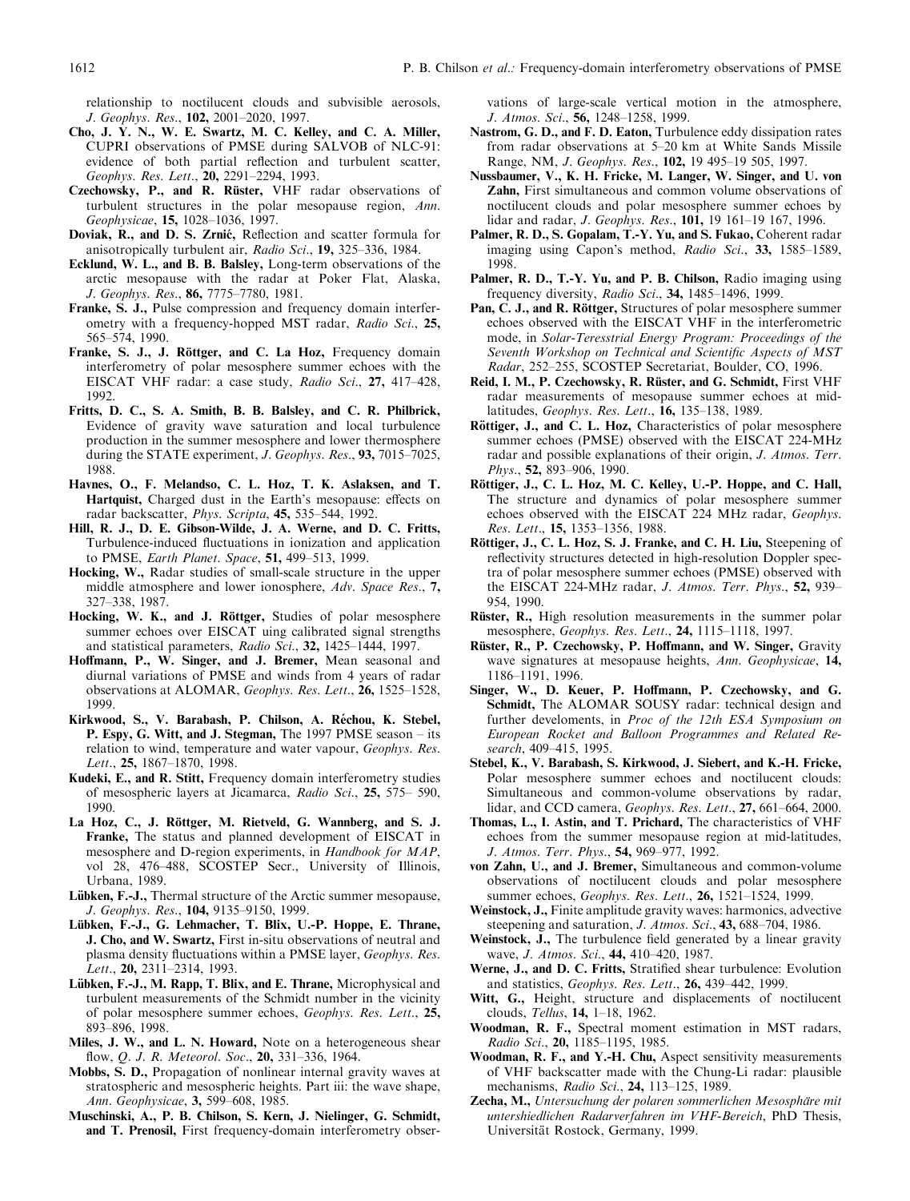relationship to noctilucent clouds and subvisible aerosols, *J. Geophys. Res.*, **102,** 2001–2020, 1997.

**Cho, J. Y. N., W. E. Swartz, M. C. Kelley, and C. A. Miller,** CUPRI observations of PMSE during SALVOB of NLC-91: evidence of both partial reflection and turbulent scatter, *Geophys. Res. Lett.*, **20,** 2291–2294, 1993.

**Czechowsky, P., and R. Rüster,** VHF radar observations of turbulent structures in the polar mesopause region, *Ann. Geophysicae*, **15,** 1028–1036, 1997.

**Doviak, R., and D. S. Zrnić,** Reflection and scatter formula for anisotropically turbulent air, *Radio Sci.*, **19,** 325–336, 1984.

**Ecklund, W. L., and B. B. Balsley,** Long-term observations of the arctic mesopause with the radar at Poker Flat, Alaska, *J. Geophys. Res.*, **86,** 7775–7780, 1981.

**Franke, S. J.,** Pulse compression and frequency domain interferometry with a frequency-hopped MST radar, *Radio Sci.*, **25,** 565–574, 1990.

**Franke, S. J., J. Röttger, and C. La Hoz,** Frequency domain interferometry of polar mesosphere summer echoes with the EISCAT VHF radar: a case study, *Radio Sci.*, **27,** 417–428, 1992.

**Fritts, D. C., S. A. Smith, B. B. Balsley, and C. R. Philbrick,** Evidence of gravity wave saturation and local turbulence production in the summer mesosphere and lower thermosphere during the STATE experiment, *J. Geophys. Res.*, **93,** 7015–7025, 1988.

**Havnes, O., F. Melandso, C. L. Hoz, T. K. Aslaksen, and T. Hartquist,** Charged dust in the Earth's mesopause: effects on radar backscatter, *Phys. Scripta*, **45,** 535–544, 1992.

**Hill, R. J., D. E. Gibson-Wilde, J. A. Werne, and D. C. Fritts,** Turbulence-induced fluctuations in ionization and application to PMSE, *Earth Planet. Space*, **51,** 499–513, 1999.

**Hocking, W.,** Radar studies of small-scale structure in the upper middle atmosphere and lower ionosphere, *Adv. Space Res.*, **7,** 327–338, 1987.

**Hocking, W. K., and J. Röttger,** Studies of polar mesosphere summer echoes over EISCAT using calibrated signal strengths and statistical parameters, *Radio Sci.*, **32,** 1425–1444, 1997.

**Hoffmann, P., W. Singer, and J. Bremer,** Mean seasonal and diurnal variations of PMSE and winds from 4 years of radar observations at ALOMAR, *Geophys. Res. Lett.*, **26,** 1525–1528, 1999.

**Kirkwood, S., V. Barabash, P. Chilson, A. Réchou, K. Stebel, P. Espy, G. Witt, and J. Stegman,** The 1997 PMSE season – its relation to wind, temperature and water vapour, *Geophys. Res. Lett.*, **25,** 1867–1870, 1998.

**Kudeki, E., and R. Stitt,** Frequency domain interferometry studies of mesospheric layers at Jicamarca, *Radio Sci.*, **25,** 575– 590, 1990.

**La Hoz, C., J. Röttger, M. Rietveld, G. Wannberg, and S. J. Franke,** The status and planned development of EISCAT in mesosphere and D-region experiments, in *Handbook for MAP*, vol 28, 476–488, SCOSTEP Secr., University of Illinois, Urbana, 1989.

**Lübken, F.-J.,** Thermal structure of the Arctic summer mesopause, *J. Geophys. Res.*, **104,** 9135–9150, 1999.

**Lübken, F.-J., G. Lehmacher, T. Blix, U.-P. Hoppe, E. Thrane, J. Cho, and W. Swartz,** First in-situ observations of neutral and plasma density fluctuations within a PMSE layer, *Geophys. Res. Lett.*, **20,** 2311–2314, 1993.

**Lübken, F.-J., M. Rapp, T. Blix, and E. Thrane,** Microphysical and turbulent measurements of the Schmidt number in the vicinity of polar mesosphere summer echoes, *Geophys. Res. Lett.*, **25,** 893–896, 1998.

**Miles, J. W., and L. N. Howard,** Note on a heterogeneous shear flow, *Q. J. R. Meteorol. Soc.*, **20,** 331–336, 1964.

**Mobbs, S. D.,** Propagation of nonlinear internal gravity waves at stratospheric and mesospheric heights. Part iii: the wave shape, *Ann. Geophysicae*, **3,** 599–608, 1985.

**Muschinski, A., P. B. Chilson, S. Kern, J. Nielinger, G. Schmidt, and T. Prenosil,** First frequency-domain interferometry observations of large-scale vertical motion in the atmosphere, *J. Atmos. Sci.*, **56,** 1248–1258, 1999.

**Nastrom, G. D., and F. D. Eaton,** Turbulence eddy dissipation rates from radar observations at 5–20 km at White Sands Missile Range, NM, *J. Geophys. Res.*, **102,** 19 495–19 505, 1997.

**Nussbaumer, V., K. H. Fricke, M. Langer, W. Singer, and U. von Zahn,** First simultaneous and common volume observations of noctilucent clouds and polar mesosphere summer echoes by lidar and radar, *J. Geophys. Res.*, **101,** 19 161–19 167, 1996.

**Palmer, R. D., S. Gopalam, T.-Y. Yu, and S. Fukao,** Coherent radar imaging using Capon's method, *Radio Sci.*, **33,** 1585–1589, 1998.

**Palmer, R. D., T.-Y. Yu, and P. B. Chilson,** Radio imaging using frequency diversity, *Radio Sci.*, **34,** 1485–1496, 1999.

**Pan, C. J., and R. Röttger,** Structures of polar mesosphere summer echoes observed with the EISCAT VHF in the interferometric mode, in *Solar-Teresstrial Energy Program: Proceedings of the Seventh Workshop on Technical and Scientific Aspects of MST Radar*, 252–255, SCOSTEP Secretariat, Boulder, CO, 1996.

**Reid, I. M., P. Czechowsky, R. Rüster, and G. Schmidt,** First VHF radar measurements of mesopause summer echoes at mid-latitudes, *Geophys. Res. Lett.*, **16,** 135–138, 1989.

**Röttiger, J., and C. L. Hoz,** Characteristics of polar mesosphere summer echoes (PMSE) observed with the EISCAT 224-MHz radar and possible explanations of their origin, *J. Atmos. Terr. Phys.*, **52,** 893–906, 1990.

**Röttiger, J., C. L. Hoz, M. C. Kelley, U.-P. Hoppe, and C. Hall,** The structure and dynamics of polar mesosphere summer echoes observed with the EISCAT 224 MHz radar, *Geophys. Res. Lett.*, **15,** 1353–1356, 1988.

**Röttiger, J., C. L. Hoz, S. J. Franke, and C. H. Liu,** Steepening of reflectivity structures detected in high-resolution Doppler spectra of polar mesosphere summer echoes (PMSE) observed with the EISCAT 224-MHz radar, *J. Atmos. Terr. Phys.*, **52,** 939–954, 1990.

**Rüster, R.,** High resolution measurements in the summer polar mesosphere, *Geophys. Res. Lett.*, **24,** 1115–1118, 1997.

**Rüster, R., P. Czechowsky, P. Hoffmann, and W. Singer,** Gravity wave signatures at mesopause heights, *Ann. Geophysicae*, **14,** 1186–1191, 1996.

**Singer, W., D. Keuer, P. Hoffmann, P. Czechowsky, and G. Schmidt,** The ALOMAR SOUSY radar: technical design and further develoments, in *Proc of the 12th ESA Symposium on European Rocket and Balloon Programmes and Related Research*, 409–415, 1995.

**Stebel, K., V. Barabash, S. Kirkwood, J. Siebert, and K.-H. Fricke,** Polar mesosphere summer echoes and noctilucent clouds: Simultaneous and common-volume observations by radar, lidar, and CCD camera, *Geophys. Res. Lett.*, **27,** 661–664, 2000.

**Thomas, L., I. Astin, and T. Prichard,** The characteristics of VHF echoes from the summer mesopause region at mid-latitudes, *J. Atmos. Terr. Phys.*, **54,** 969–977, 1992.

**von Zahn, U., and J. Bremer,** Simultaneous and common-volume observations of noctilucent clouds and polar mesosphere summer echoes, *Geophys. Res. Lett.*, **26,** 1521–1524, 1999.

**Weinstock, J.,** Finite amplitude gravity waves: harmonics, advective steepening and saturation, *J. Atmos. Sci.*, **43,** 688–704, 1986.

**Weinstock, J.,** The turbulence field generated by a linear gravity wave, *J. Atmos. Sci.*, **44,** 410–420, 1987.

**Werne, J., and D. C. Fritts,** Stratified shear turbulence: Evolution and statistics, *Geophys. Res. Lett.*, **26,** 439–442, 1999.

**Witt, G.,** Height, structure and displacements of noctilucent clouds, *Tellus*, **14,** 1–18, 1962.

**Woodman, R. F.,** Spectral moment estimation in MST radars, *Radio Sci.*, **20,** 1185–1195, 1985.

**Woodman, R. F., and Y.-H. Chu,** Aspect sensitivity measurements of VHF backscatter made with the Chung-Li radar: plausible mechanisms, *Radio Sci.*, **24,** 113–125, 1989.

**Zecha, M.,** *Untersuchung der polaren sommerlichen Mesosphäre mit untershiedlichen Radarverfahren im VHF-Bereich*, PhD Thesis, Universität Rostock, Germany, 1999.